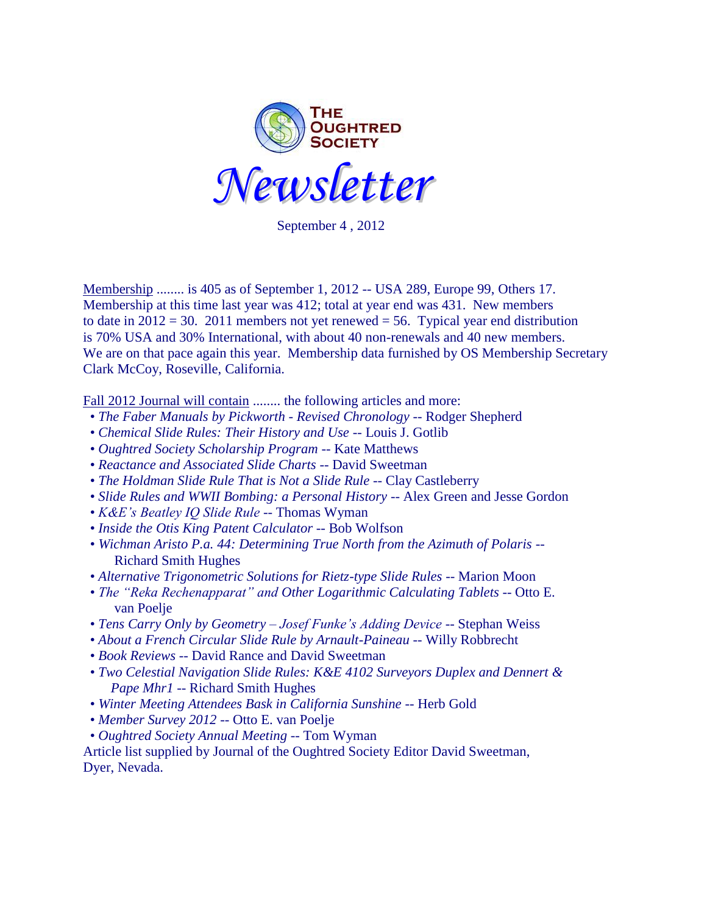# THE OUGHTRED SOCIETY

# *Newsletter*

September 4 , 2012

Membership ........ is 405 as of September 1, 2012 -- USA 289, Europe 99, Others 17. Membership at this time last year was 412; total at year end was 431. New members to date in 2012 = 30. 2011 members not yet renewed = 56. Typical year end distribution is 70% USA and 30% International, with about 40 non-renewals and 40 new members. We are on that pace again this year. Membership data furnished by OS Membership Secretary Clark McCoy, Roseville, California.

Fall 2012 Journal will contain ........ the following articles and more:

- *The Faber Manuals by Pickworth - Revised Chronology* -- Rodger Shepherd
- *Chemical Slide Rules: Their History and Use* -- Louis J. Gotlib
- *Oughtred Society Scholarship Program* -- Kate Matthews
- *Reactance and Associated Slide Charts* -- David Sweetman
- *The Holdman Slide Rule That is Not a Slide Rule* -- Clay Castleberry
- *Slide Rules and WWII Bombing: a Personal History* -- Alex Green and Jesse Gordon
- *K&E's Beatley IQ Slide Rule* -- Thomas Wyman
- *Inside the Otis King Patent Calculator* -- Bob Wolfson
- *Wichman Aristo P.a. 44: Determining True North from the Azimuth of Polaris* -- Richard Smith Hughes
- *Alternative Trigonometric Solutions for Rietz-type Slide Rules* -- Marion Moon
- *The "Reka Rechenapparat" and Other Logarithmic Calculating Tablets* -- Otto E. van Poelje
- *Tens Carry Only by Geometry – Josef Funke's Adding Device* -- Stephan Weiss
- *About a French Circular Slide Rule by Arnault-Paineau* -- Willy Robbrecht
- *Book Reviews* -- David Rance and David Sweetman
- *Two Celestial Navigation Slide Rules: K&E 4102 Surveyors Duplex and Dennert & Pape Mhr1* -- Richard Smith Hughes
- *Winter Meeting Attendees Bask in California Sunshine* -- Herb Gold
- *Member Survey 2012* -- Otto E. van Poelje
- *Oughtred Society Annual Meeting* -- Tom Wyman

Article list supplied by Journal of the Oughtred Society Editor David Sweetman, Dyer, Nevada.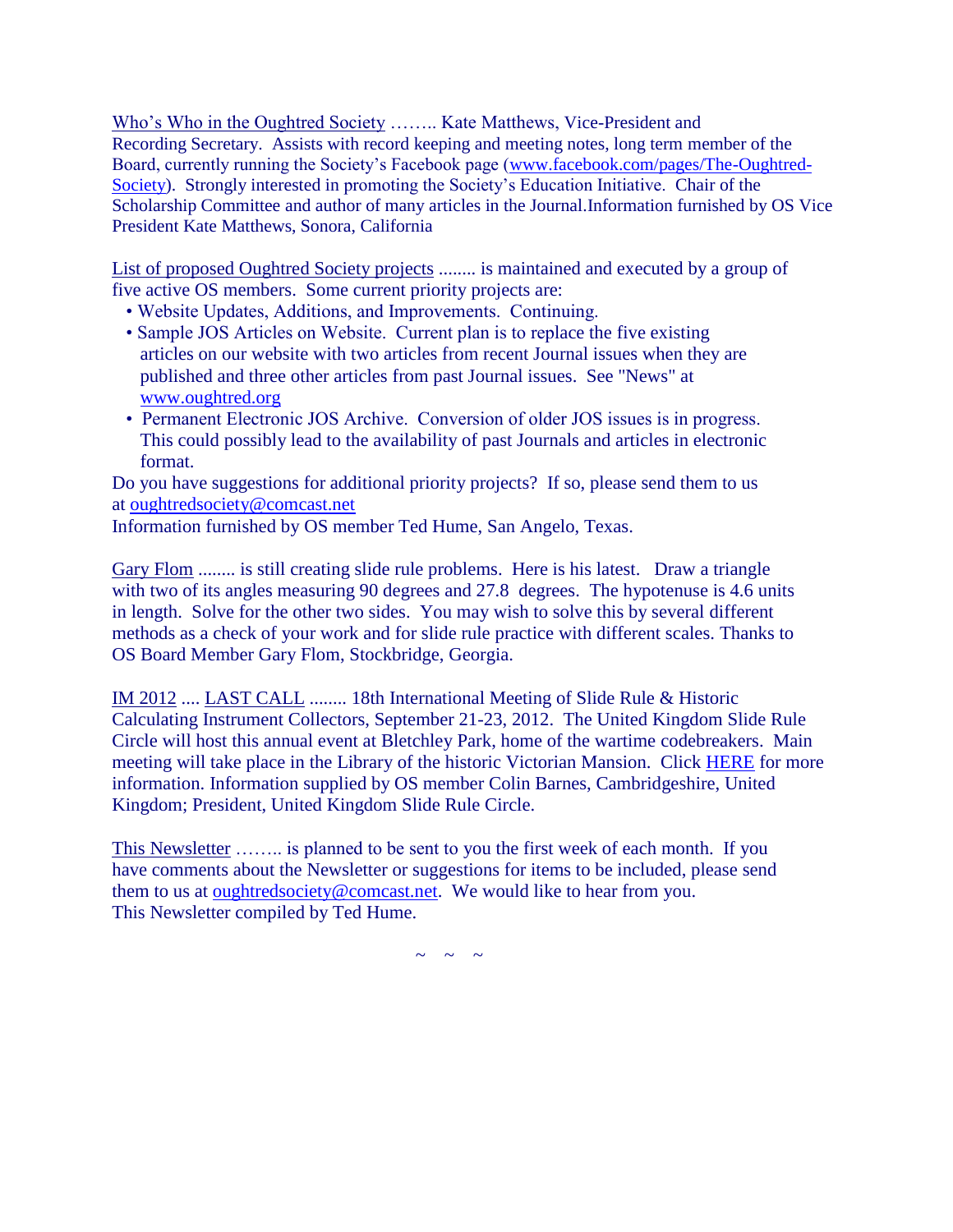Who's Who in the Oughtred Society …….. Kate Matthews, Vice-President and Recording Secretary. Assists with record keeping and meeting notes, long term member of the Board, currently running the Society's Facebook page (www.facebook.com/pages/The-Oughtred-Society). Strongly interested in promoting the Society's Education Initiative. Chair of the Scholarship Committee and author of many articles in the Journal.Information furnished by OS Vice President Kate Matthews, Sonora, California

List of proposed Oughtred Society projects ........ is maintained and executed by a group of five active OS members. Some current priority projects are:

- Website Updates, Additions, and Improvements. Continuing.
- Sample JOS Articles on Website. Current plan is to replace the five existing articles on our website with two articles from recent Journal issues when they are published and three other articles from past Journal issues. See "News" at www.oughtred.org
- Permanent Electronic JOS Archive. Conversion of older JOS issues is in progress. This could possibly lead to the availability of past Journals and articles in electronic format.

Do you have suggestions for additional priority projects? If so, please send them to us at oughtredsociety@comcast.net
Information furnished by OS member Ted Hume, San Angelo, Texas.

Gary Flom ........ is still creating slide rule problems. Here is his latest. Draw a triangle with two of its angles measuring 90 degrees and 27.8 degrees. The hypotenuse is 4.6 units in length. Solve for the other two sides. You may wish to solve this by several different methods as a check of your work and for slide rule practice with different scales. Thanks to OS Board Member Gary Flom, Stockbridge, Georgia.

IM 2012 .... LAST CALL ........ 18th International Meeting of Slide Rule & Historic Calculating Instrument Collectors, September 21-23, 2012. The United Kingdom Slide Rule Circle will host this annual event at Bletchley Park, home of the wartime codebreakers. Main meeting will take place in the Library of the historic Victorian Mansion. Click HERE for more information. Information supplied by OS member Colin Barnes, Cambridgeshire, United Kingdom; President, United Kingdom Slide Rule Circle.

This Newsletter …….. is planned to be sent to you the first week of each month. If you have comments about the Newsletter or suggestions for items to be included, please send them to us at oughtredsociety@comcast.net. We would like to hear from you.
This Newsletter compiled by Ted Hume.

~ ~ ~